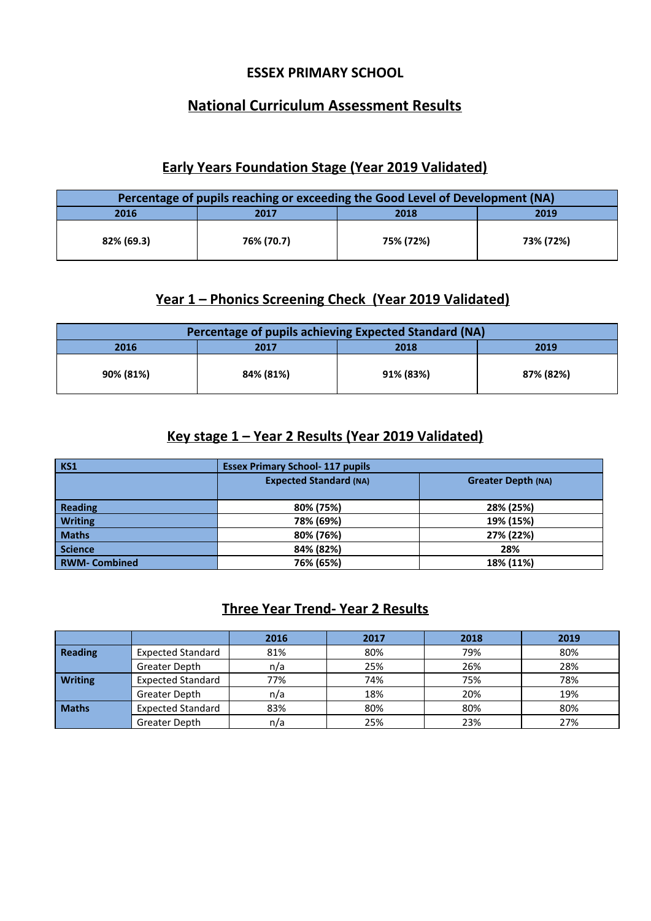# ESSEX PRIMARY SCHOOL

## National Curriculum Assessment Results

### Early Years Foundation Stage (Year 2019 Validated)

| Percentage of pupils reaching or exceeding the Good Level of Development (NA) | | | |
|---|---|---|---|
| 2016 | 2017 | 2018 | 2019 |
| 82% (69.3) | 76% (70.7) | 75% (72%) | 73% (72%) |

### Year 1 – Phonics Screening Check (Year 2019 Validated)

| Percentage of pupils achieving Expected Standard (NA) | | | |
|---|---|---|---|
| 2016 | 2017 | 2018 | 2019 |
| 90% (81%) | 84% (81%) | 91% (83%) | 87% (82%) |

### Key stage 1 – Year 2 Results (Year 2019 Validated)

| KS1 | Essex Primary School- 117 pupils | |
|---|---|---|
| | Expected Standard (NA) | Greater Depth (NA) |
| Reading | 80% (75%) | 28% (25%) |
| Writing | 78% (69%) | 19% (15%) |
| Maths | 80% (76%) | 27% (22%) |
| Science | 84% (82%) | 28% |
| RWM- Combined | 76% (65%) | 18% (11%) |

### Three Year Trend- Year 2 Results

| | | 2016 | 2017 | 2018 | 2019 |
|---|---|---|---|---|---|
| Reading | Expected Standard | 81% | 80% | 79% | 80% |
| | Greater Depth | n/a | 25% | 26% | 28% |
| Writing | Expected Standard | 77% | 74% | 75% | 78% |
| | Greater Depth | n/a | 18% | 20% | 19% |
| Maths | Expected Standard | 83% | 80% | 80% | 80% |
| | Greater Depth | n/a | 25% | 23% | 27% |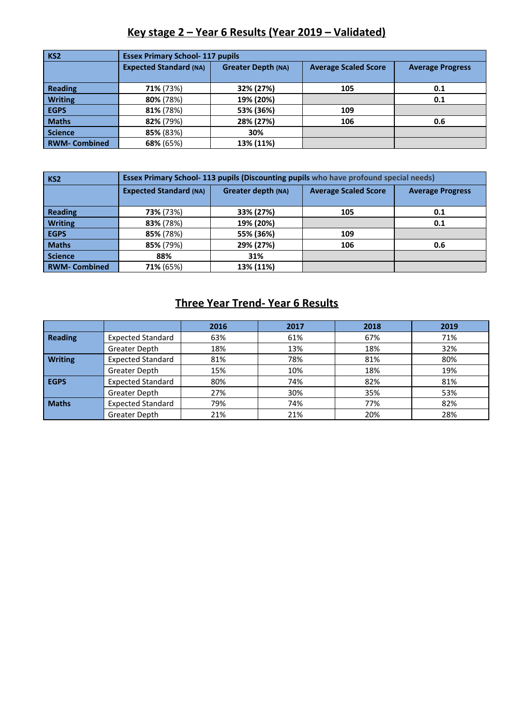# Key stage 2 – Year 6 Results (Year 2019 – Validated)

| KS2 | Essex Primary School- 117 pupils | | | |
|---|---|---|---|---|
| | **Expected Standard** (NA) | **Greater Depth** (NA) | **Average Scaled Score** | **Average Progress** |
| **Reading** | **71%** (73%) | **32% (27%)** | **105** | **0.1** |
| **Writing** | **80%** (78%) | **19% (20%)** | | **0.1** |
| **EGPS** | **81%** (78%) | **53% (36%)** | **109** | |
| **Maths** | **82%** (79%) | **28% (27%)** | **106** | **0.6** |
| **Science** | **85%** (83%) | **30%** | | |
| **RWM- Combined** | **68%** (65%) | **13% (11%)** | | |

| KS2 | Essex Primary School- 113 pupils (Discounting pupils who have profound special needs) | | | |
|---|---|---|---|---|
| | **Expected Standard** (NA) | **Greater depth** (NA) | **Average Scaled Score** | **Average Progress** |
| **Reading** | **73%** (73%) | **33% (27%)** | **105** | **0.1** |
| **Writing** | **83%** (78%) | **19% (20%)** | | **0.1** |
| **EGPS** | **85%** (78%) | **55% (36%)** | **109** | |
| **Maths** | **85%** (79%) | **29% (27%)** | **106** | **0.6** |
| **Science** | **88%** | **31%** | | |
| **RWM- Combined** | **71%** (65%) | **13% (11%)** | | |

# Three Year Trend- Year 6 Results

| | | 2016 | 2017 | 2018 | 2019 |
|---|---|---|---|---|---|
| **Reading** | Expected Standard | 63% | 61% | 67% | 71% |
| | Greater Depth | 18% | 13% | 18% | 32% |
| **Writing** | Expected Standard | 81% | 78% | 81% | 80% |
| | Greater Depth | 15% | 10% | 18% | 19% |
| **EGPS** | Expected Standard | 80% | 74% | 82% | 81% |
| | Greater Depth | 27% | 30% | 35% | 53% |
| **Maths** | Expected Standard | 79% | 74% | 77% | 82% |
| | Greater Depth | 21% | 21% | 20% | 28% |